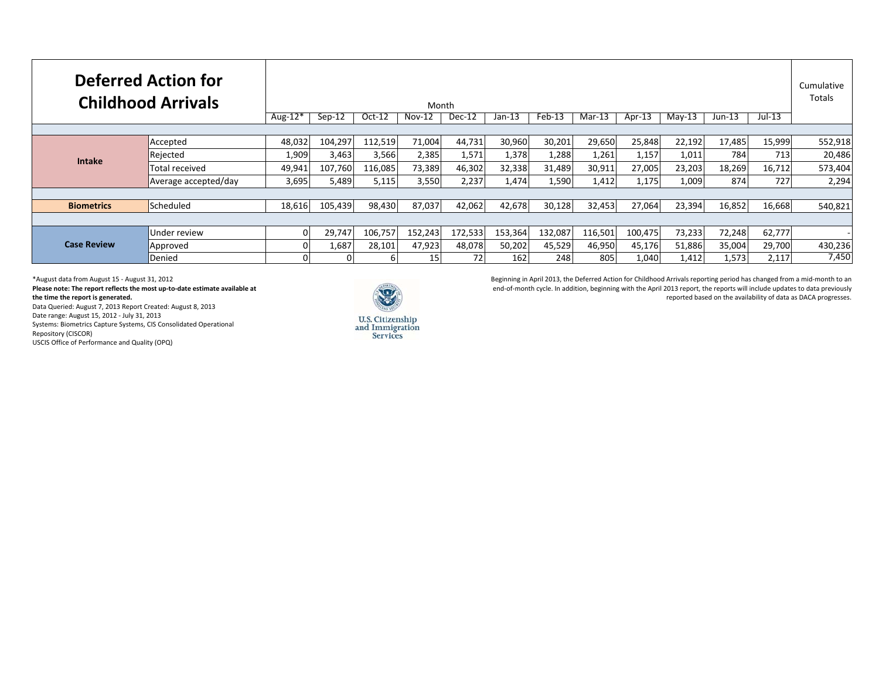# Deferred Action for Childhood Arrivals

| | | Aug-12* | Sep-12 | Oct-12 | Nov-12 | Dec-12 | Jan-13 | Feb-13 | Mar-13 | Apr-13 | May-13 | Jun-13 | Jul-13 | Cumulative Totals |
|---|---|---|---|---|---|---|---|---|---|---|---|---|---|---|
| **Intake** | Accepted | 48,032 | 104,297 | 112,519 | 71,004 | 44,731 | 30,960 | 30,201 | 29,650 | 25,848 | 22,192 | 17,485 | 15,999 | 552,918 |
| | Rejected | 1,909 | 3,463 | 3,566 | 2,385 | 1,571 | 1,378 | 1,288 | 1,261 | 1,157 | 1,011 | 784 | 713 | 20,486 |
| | Total received | 49,941 | 107,760 | 116,085 | 73,389 | 46,302 | 32,338 | 31,489 | 30,911 | 27,005 | 23,203 | 18,269 | 16,712 | 573,404 |
| | Average accepted/day | 3,695 | 5,489 | 5,115 | 3,550 | 2,237 | 1,474 | 1,590 | 1,412 | 1,175 | 1,009 | 874 | 727 | 2,294 |
| **Biometrics** | Scheduled | 18,616 | 105,439 | 98,430 | 87,037 | 42,062 | 42,678 | 30,128 | 32,453 | 27,064 | 23,394 | 16,852 | 16,668 | 540,821 |
| **Case Review** | Under review | 0 | 29,747 | 106,757 | 152,243 | 172,533 | 153,364 | 132,087 | 116,501 | 100,475 | 73,233 | 72,248 | 62,777 | - |
| | Approved | 0 | 1,687 | 28,101 | 47,923 | 48,078 | 50,202 | 45,529 | 46,950 | 45,176 | 51,886 | 35,004 | 29,700 | 430,236 |
| | Denied | 0 | 0 | 6 | 15 | 72 | 162 | 248 | 805 | 1,040 | 1,412 | 1,573 | 2,117 | 7,450 |

*August data from August 15 - August 31, 2012

**Please note: The report reflects the most up-to-date estimate available at the time the report is generated.**

Data Queried: August 7, 2013 Report Created: August 8, 2013

Date range: August 15, 2012 - July 31, 2013

Systems: Biometrics Capture Systems, CIS Consolidated Operational Repository (CISCOR)

USCIS Office of Performance and Quality (OPQ)

U.S. Citizenship and Immigration Services

Beginning in April 2013, the Deferred Action for Childhood Arrivals reporting period has changed from a mid-month to an end-of-month cycle. In addition, beginning with the April 2013 report, the reports will include updates to data previously reported based on the availability of data as DACA progresses.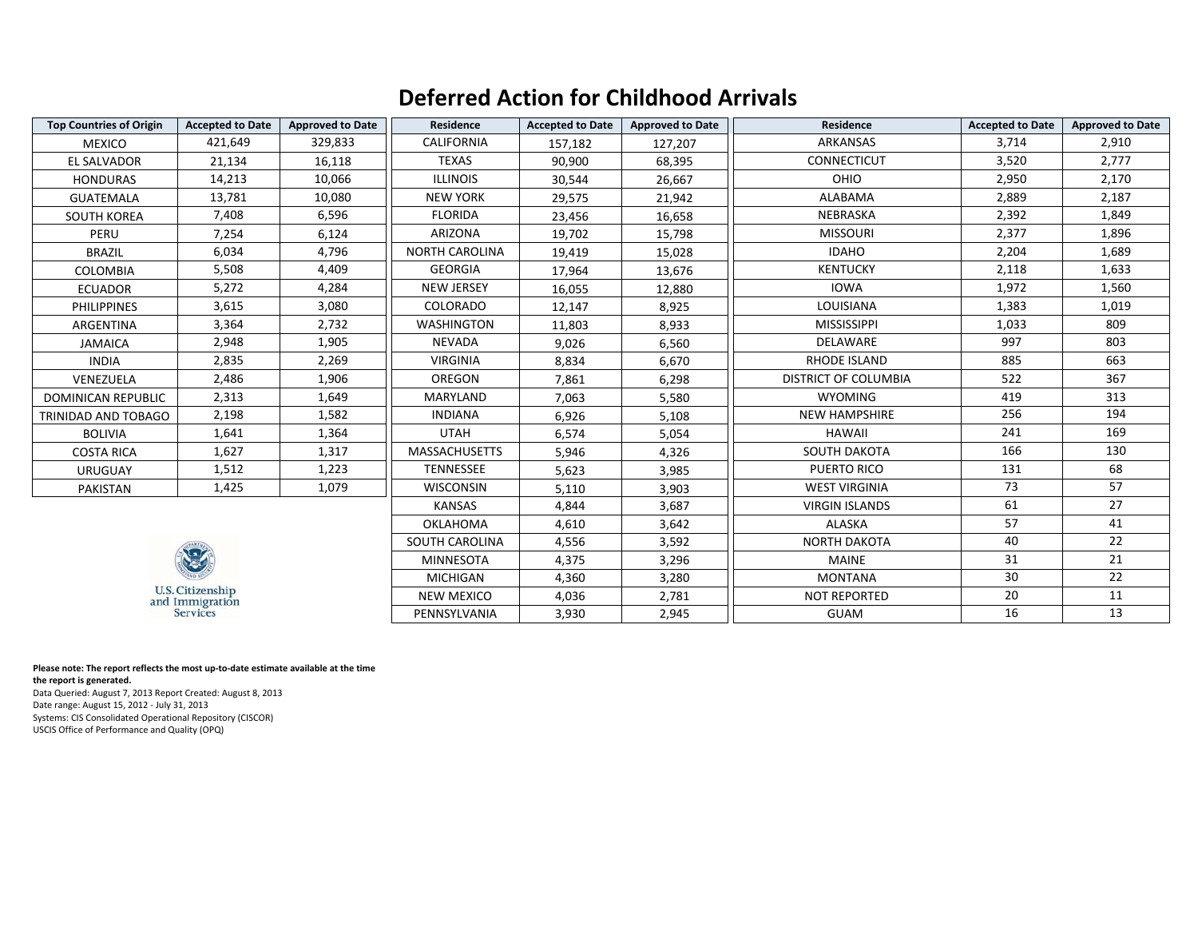# Deferred Action for Childhood Arrivals

| Top Countries of Origin | Accepted to Date | Approved to Date |
|---|---|---|
| MEXICO | 421,649 | 329,833 |
| EL SALVADOR | 21,134 | 16,118 |
| HONDURAS | 14,213 | 10,066 |
| GUATEMALA | 13,781 | 10,080 |
| SOUTH KOREA | 7,408 | 6,596 |
| PERU | 7,254 | 6,124 |
| BRAZIL | 6,034 | 4,796 |
| COLOMBIA | 5,508 | 4,409 |
| ECUADOR | 5,272 | 4,284 |
| PHILIPPINES | 3,615 | 3,080 |
| ARGENTINA | 3,364 | 2,732 |
| JAMAICA | 2,948 | 1,905 |
| INDIA | 2,835 | 2,269 |
| VENEZUELA | 2,486 | 1,906 |
| DOMINICAN REPUBLIC | 2,313 | 1,649 |
| TRINIDAD AND TOBAGO | 2,198 | 1,582 |
| BOLIVIA | 1,641 | 1,364 |
| COSTA RICA | 1,627 | 1,317 |
| URUGUAY | 1,512 | 1,223 |
| PAKISTAN | 1,425 | 1,079 |

| Residence | Accepted to Date | Approved to Date |
|---|---|---|
| CALIFORNIA | 157,182 | 127,207 |
| TEXAS | 90,900 | 68,395 |
| ILLINOIS | 30,544 | 26,667 |
| NEW YORK | 29,575 | 21,942 |
| FLORIDA | 23,456 | 16,658 |
| ARIZONA | 19,702 | 15,798 |
| NORTH CAROLINA | 19,419 | 15,028 |
| GEORGIA | 17,964 | 13,676 |
| NEW JERSEY | 16,055 | 12,880 |
| COLORADO | 12,147 | 8,925 |
| WASHINGTON | 11,803 | 8,933 |
| NEVADA | 9,026 | 6,560 |
| VIRGINIA | 8,834 | 6,670 |
| OREGON | 7,861 | 6,298 |
| MARYLAND | 7,063 | 5,580 |
| INDIANA | 6,926 | 5,108 |
| UTAH | 6,574 | 5,054 |
| MASSACHUSETTS | 5,946 | 4,326 |
| TENNESSEE | 5,623 | 3,985 |
| WISCONSIN | 5,110 | 3,903 |
| KANSAS | 4,844 | 3,687 |
| OKLAHOMA | 4,610 | 3,642 |
| SOUTH CAROLINA | 4,556 | 3,592 |
| MINNESOTA | 4,375 | 3,296 |
| MICHIGAN | 4,360 | 3,280 |
| NEW MEXICO | 4,036 | 2,781 |
| PENNSYLVANIA | 3,930 | 2,945 |

| Residence | Accepted to Date | Approved to Date |
|---|---|---|
| ARKANSAS | 3,714 | 2,910 |
| CONNECTICUT | 3,520 | 2,777 |
| OHIO | 2,950 | 2,170 |
| ALABAMA | 2,889 | 2,187 |
| NEBRASKA | 2,392 | 1,849 |
| MISSOURI | 2,377 | 1,896 |
| IDAHO | 2,204 | 1,689 |
| KENTUCKY | 2,118 | 1,633 |
| IOWA | 1,972 | 1,560 |
| LOUISIANA | 1,383 | 1,019 |
| MISSISSIPPI | 1,033 | 809 |
| DELAWARE | 997 | 803 |
| RHODE ISLAND | 885 | 663 |
| DISTRICT OF COLUMBIA | 522 | 367 |
| WYOMING | 419 | 313 |
| NEW HAMPSHIRE | 256 | 194 |
| HAWAII | 241 | 169 |
| SOUTH DAKOTA | 166 | 130 |
| PUERTO RICO | 131 | 68 |
| WEST VIRGINIA | 73 | 57 |
| VIRGIN ISLANDS | 61 | 27 |
| ALASKA | 57 | 41 |
| NORTH DAKOTA | 40 | 22 |
| MAINE | 31 | 21 |
| MONTANA | 30 | 22 |
| NOT REPORTED | 20 | 11 |
| GUAM | 16 | 13 |

U.S. Citizenship and Immigration Services

**Please note: The report reflects the most up-to-date estimate available at the time the report is generated.**

Data Queried: August 7, 2013 Report Created: August 8, 2013
Date range: August 15, 2012 - July 31, 2013
Systems: CIS Consolidated Operational Repository (CISCOR)
USCIS Office of Performance and Quality (OPQ)